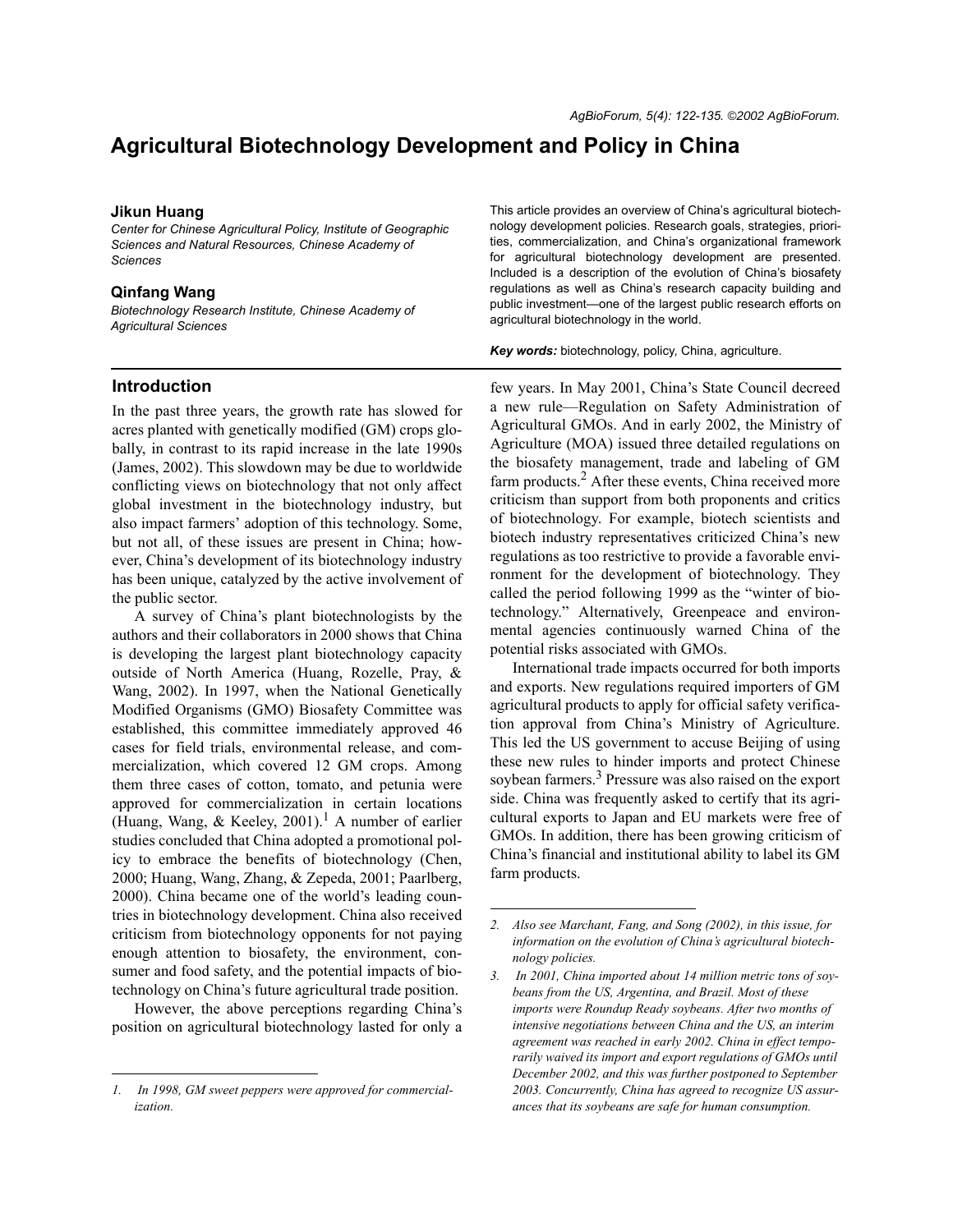# Agricultural Biotechnology Development and Policy in China

**Jikun Huang**

*Center for Chinese Agricultural Policy, Institute of Geographic Sciences and Natural Resources, Chinese Academy of Sciences*

**Qinfang Wang**

*Biotechnology Research Institute, Chinese Academy of Agricultural Sciences*

This article provides an overview of China's agricultural biotechnology development policies. Research goals, strategies, priorities, commercialization, and China's organizational framework for agricultural biotechnology development are presented. Included is a description of the evolution of China's biosafety regulations as well as China's research capacity building and public investment—one of the largest public research efforts on agricultural biotechnology in the world.

***Key words:*** biotechnology, policy, China, agriculture.

## Introduction

In the past three years, the growth rate has slowed for acres planted with genetically modified (GM) crops globally, in contrast to its rapid increase in the late 1990s (James, 2002). This slowdown may be due to worldwide conflicting views on biotechnology that not only affect global investment in the biotechnology industry, but also impact farmers' adoption of this technology. Some, but not all, of these issues are present in China; however, China's development of its biotechnology industry has been unique, catalyzed by the active involvement of the public sector.

A survey of China's plant biotechnologists by the authors and their collaborators in 2000 shows that China is developing the largest plant biotechnology capacity outside of North America (Huang, Rozelle, Pray, & Wang, 2002). In 1997, when the National Genetically Modified Organisms (GMO) Biosafety Committee was established, this committee immediately approved 46 cases for field trials, environmental release, and commercialization, which covered 12 GM crops. Among them three cases of cotton, tomato, and petunia were approved for commercialization in certain locations (Huang, Wang, & Keeley, 2001).[1] A number of earlier studies concluded that China adopted a promotional policy to embrace the benefits of biotechnology (Chen, 2000; Huang, Wang, Zhang, & Zepeda, 2001; Paarlberg, 2000). China became one of the world's leading countries in biotechnology development. China also received criticism from biotechnology opponents for not paying enough attention to biosafety, the environment, consumer and food safety, and the potential impacts of biotechnology on China's future agricultural trade position.

However, the above perceptions regarding China's position on agricultural biotechnology lasted for only a few years. In May 2001, China's State Council decreed a new rule—Regulation on Safety Administration of Agricultural GMOs. And in early 2002, the Ministry of Agriculture (MOA) issued three detailed regulations on the biosafety management, trade and labeling of GM farm products.[2] After these events, China received more criticism than support from both proponents and critics of biotechnology. For example, biotech scientists and biotech industry representatives criticized China's new regulations as too restrictive to provide a favorable environment for the development of biotechnology. They called the period following 1999 as the "winter of biotechnology." Alternatively, Greenpeace and environmental agencies continuously warned China of the potential risks associated with GMOs.

International trade impacts occurred for both imports and exports. New regulations required importers of GM agricultural products to apply for official safety verification approval from China's Ministry of Agriculture. This led the US government to accuse Beijing of using these new rules to hinder imports and protect Chinese soybean farmers.[3] Pressure was also raised on the export side. China was frequently asked to certify that its agricultural exports to Japan and EU markets were free of GMOs. In addition, there has been growing criticism of China's financial and institutional ability to label its GM farm products.

---

1. *In 1998, GM sweet peppers were approved for commercialization.*

2. *Also see Marchant, Fang, and Song (2002), in this issue, for information on the evolution of China's agricultural biotechnology policies.*

3. *In 2001, China imported about 14 million metric tons of soybeans from the US, Argentina, and Brazil. Most of these imports were Roundup Ready soybeans. After two months of intensive negotiations between China and the US, an interim agreement was reached in early 2002. China in effect temporarily waived its import and export regulations of GMOs until December 2002, and this was further postponed to September 2003. Concurrently, China has agreed to recognize US assurances that its soybeans are safe for human consumption.*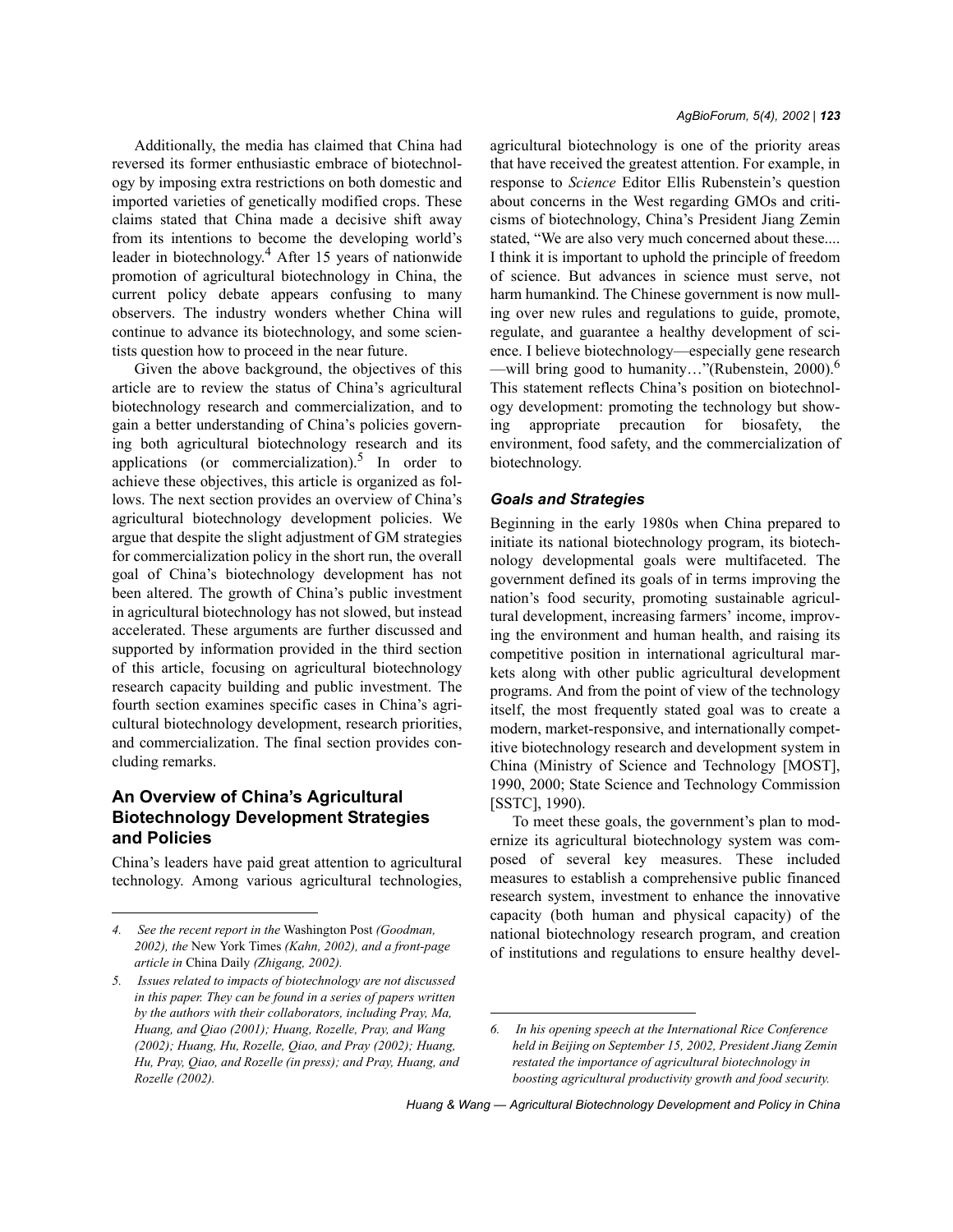Additionally, the media has claimed that China had reversed its former enthusiastic embrace of biotechnology by imposing extra restrictions on both domestic and imported varieties of genetically modified crops. These claims stated that China made a decisive shift away from its intentions to become the developing world's leader in biotechnology.[4] After 15 years of nationwide promotion of agricultural biotechnology in China, the current policy debate appears confusing to many observers. The industry wonders whether China will continue to advance its biotechnology, and some scientists question how to proceed in the near future.

Given the above background, the objectives of this article are to review the status of China's agricultural biotechnology research and commercialization, and to gain a better understanding of China's policies governing both agricultural biotechnology research and its applications (or commercialization).[5] In order to achieve these objectives, this article is organized as follows. The next section provides an overview of China's agricultural biotechnology development policies. We argue that despite the slight adjustment of GM strategies for commercialization policy in the short run, the overall goal of China's biotechnology development has not been altered. The growth of China's public investment in agricultural biotechnology has not slowed, but instead accelerated. These arguments are further discussed and supported by information provided in the third section of this article, focusing on agricultural biotechnology research capacity building and public investment. The fourth section examines specific cases in China's agricultural biotechnology development, research priorities, and commercialization. The final section provides concluding remarks.

## An Overview of China's Agricultural Biotechnology Development Strategies and Policies

China's leaders have paid great attention to agricultural technology. Among various agricultural technologies, agricultural biotechnology is one of the priority areas that have received the greatest attention. For example, in response to *Science* Editor Ellis Rubenstein's question about concerns in the West regarding GMOs and criticisms of biotechnology, China's President Jiang Zemin stated, "We are also very much concerned about these.... I think it is important to uphold the principle of freedom of science. But advances in science must serve, not harm humankind. The Chinese government is now mulling over new rules and regulations to guide, promote, regulate, and guarantee a healthy development of science. I believe biotechnology—especially gene research —will bring good to humanity…"(Rubenstein, 2000).[6] This statement reflects China's position on biotechnology development: promoting the technology but showing appropriate precaution for biosafety, the environment, food safety, and the commercialization of biotechnology.

### *Goals and Strategies*

Beginning in the early 1980s when China prepared to initiate its national biotechnology program, its biotechnology developmental goals were multifaceted. The government defined its goals of in terms improving the nation's food security, promoting sustainable agricultural development, increasing farmers' income, improving the environment and human health, and raising its competitive position in international agricultural markets along with other public agricultural development programs. And from the point of view of the technology itself, the most frequently stated goal was to create a modern, market-responsive, and internationally competitive biotechnology research and development system in China (Ministry of Science and Technology [MOST], 1990, 2000; State Science and Technology Commission [SSTC], 1990).

To meet these goals, the government's plan to modernize its agricultural biotechnology system was composed of several key measures. These included measures to establish a comprehensive public financed research system, investment to enhance the innovative capacity (both human and physical capacity) of the national biotechnology research program, and creation of institutions and regulations to ensure healthy devel-

---

*4. See the recent report in the* Washington Post *(Goodman, 2002), the* New York Times *(Kahn, 2002), and a front-page article in* China Daily *(Zhigang, 2002).*

*5. Issues related to impacts of biotechnology are not discussed in this paper. They can be found in a series of papers written by the authors with their collaborators, including Pray, Ma, Huang, and Qiao (2001); Huang, Rozelle, Pray, and Wang (2002); Huang, Hu, Rozelle, Qiao, and Pray (2002); Huang, Hu, Pray, Qiao, and Rozelle (in press); and Pray, Huang, and Rozelle (2002).*

*6. In his opening speech at the International Rice Conference held in Beijing on September 15, 2002, President Jiang Zemin restated the importance of agricultural biotechnology in boosting agricultural productivity growth and food security.*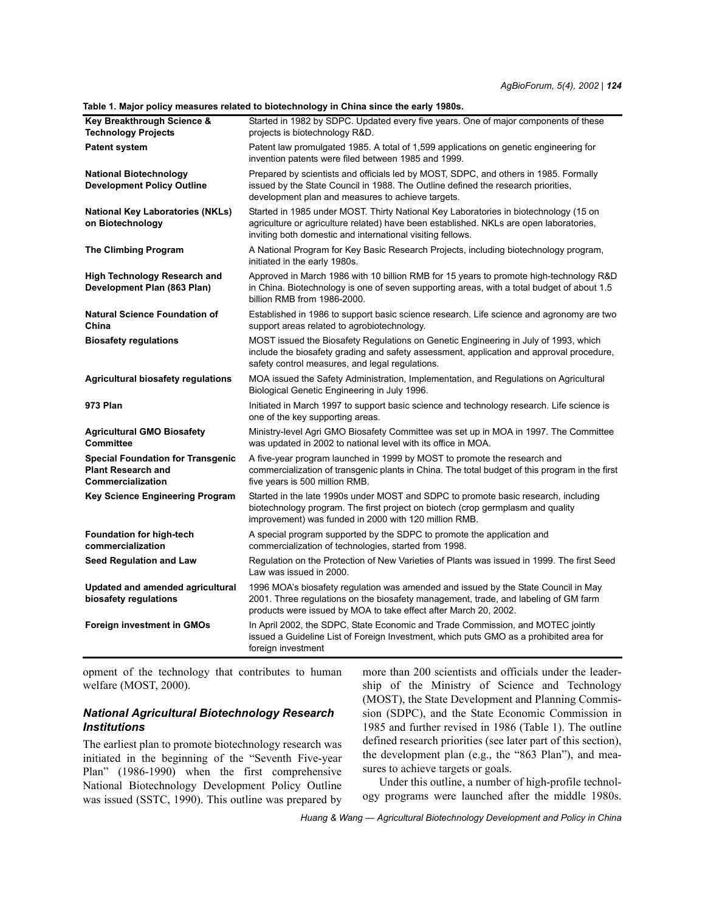**Table 1. Major policy measures related to biotechnology in China since the early 1980s.**

| | |
|---|---|
| **Key Breakthrough Science & Technology Projects** | Started in 1982 by SDPC. Updated every five years. One of major components of these projects is biotechnology R&D. |
| **Patent system** | Patent law promulgated 1985. A total of 1,599 applications on genetic engineering for invention patents were filed between 1985 and 1999. |
| **National Biotechnology Development Policy Outline** | Prepared by scientists and officials led by MOST, SDPC, and others in 1985. Formally issued by the State Council in 1988. The Outline defined the research priorities, development plan and measures to achieve targets. |
| **National Key Laboratories (NKLs) on Biotechnology** | Started in 1985 under MOST. Thirty National Key Laboratories in biotechnology (15 on agriculture or agriculture related) have been established. NKLs are open laboratories, inviting both domestic and international visiting fellows. |
| **The Climbing Program** | A National Program for Key Basic Research Projects, including biotechnology program, initiated in the early 1980s. |
| **High Technology Research and Development Plan (863 Plan)** | Approved in March 1986 with 10 billion RMB for 15 years to promote high-technology R&D in China. Biotechnology is one of seven supporting areas, with a total budget of about 1.5 billion RMB from 1986-2000. |
| **Natural Science Foundation of China** | Established in 1986 to support basic science research. Life science and agronomy are two support areas related to agrobiotechnology. |
| **Biosafety regulations** | MOST issued the Biosafety Regulations on Genetic Engineering in July of 1993, which include the biosafety grading and safety assessment, application and approval procedure, safety control measures, and legal regulations. |
| **Agricultural biosafety regulations** | MOA issued the Safety Administration, Implementation, and Regulations on Agricultural Biological Genetic Engineering in July 1996. |
| **973 Plan** | Initiated in March 1997 to support basic science and technology research. Life science is one of the key supporting areas. |
| **Agricultural GMO Biosafety Committee** | Ministry-level Agri GMO Biosafety Committee was set up in MOA in 1997. The Committee was updated in 2002 to national level with its office in MOA. |
| **Special Foundation for Transgenic Plant Research and Commercialization** | A five-year program launched in 1999 by MOST to promote the research and commercialization of transgenic plants in China. The total budget of this program in the first five years is 500 million RMB. |
| **Key Science Engineering Program** | Started in the late 1990s under MOST and SDPC to promote basic research, including biotechnology program. The first project on biotech (crop germplasm and quality improvement) was funded in 2000 with 120 million RMB. |
| **Foundation for high-tech commercialization** | A special program supported by the SDPC to promote the application and commercialization of technologies, started from 1998. |
| **Seed Regulation and Law** | Regulation on the Protection of New Varieties of Plants was issued in 1999. The first Seed Law was issued in 2000. |
| **Updated and amended agricultural biosafety regulations** | 1996 MOA's biosafety regulation was amended and issued by the State Council in May 2001. Three regulations on the biosafety management, trade, and labeling of GM farm products were issued by MOA to take effect after March 20, 2002. |
| **Foreign investment in GMOs** | In April 2002, the SDPC, State Economic and Trade Commission, and MOTEC jointly issued a Guideline List of Foreign Investment, which puts GMO as a prohibited area for foreign investment |

opment of the technology that contributes to human welfare (MOST, 2000).

### *National Agricultural Biotechnology Research Institutions*

The earliest plan to promote biotechnology research was initiated in the beginning of the "Seventh Five-year Plan" (1986-1990) when the first comprehensive National Biotechnology Development Policy Outline was issued (SSTC, 1990). This outline was prepared by more than 200 scientists and officials under the leadership of the Ministry of Science and Technology (MOST), the State Development and Planning Commission (SDPC), and the State Economic Commission in 1985 and further revised in 1986 (Table 1). The outline defined research priorities (see later part of this section), the development plan (e.g., the "863 Plan"), and measures to achieve targets or goals.

Under this outline, a number of high-profile technology programs were launched after the middle 1980s.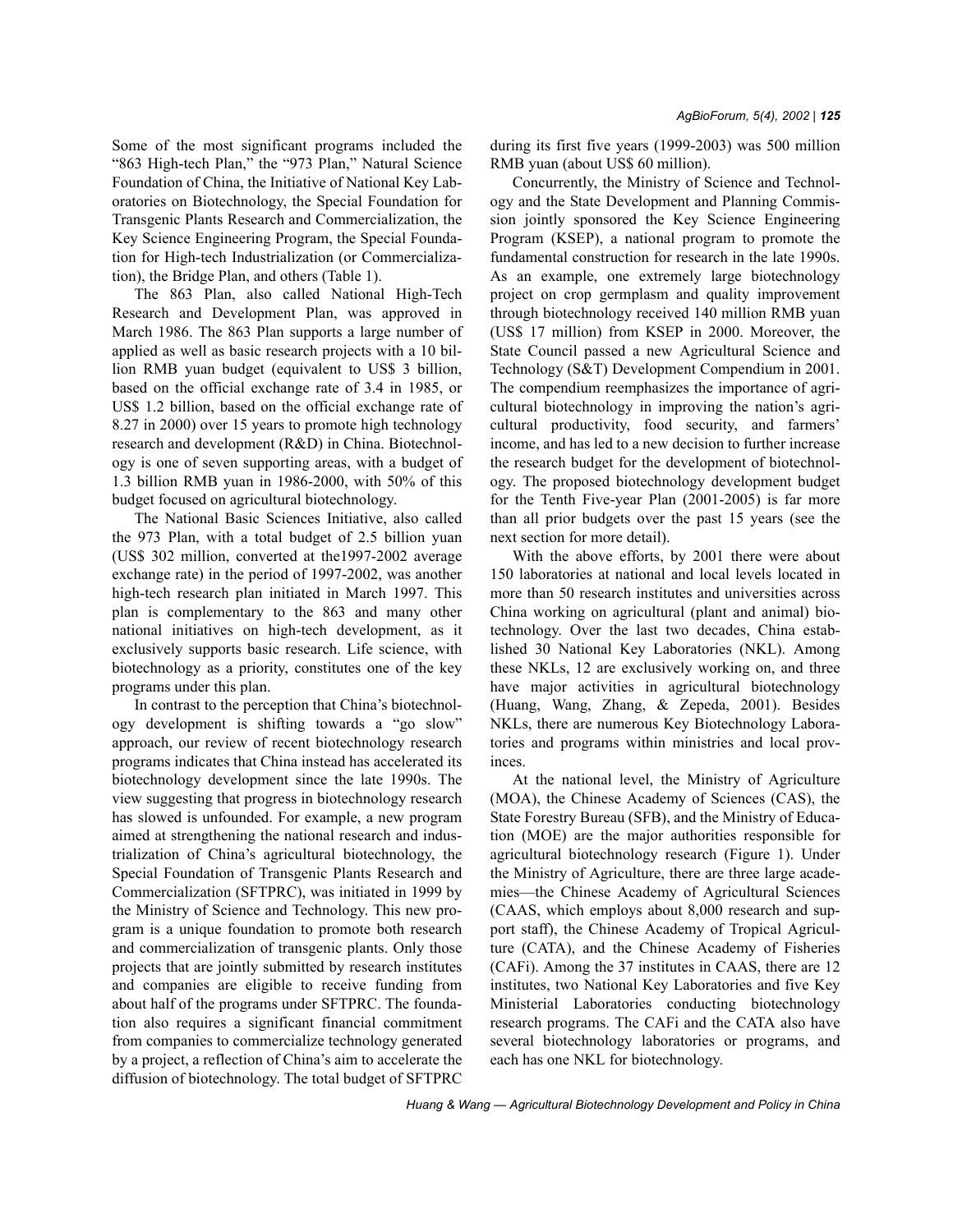Some of the most significant programs included the "863 High-tech Plan," the "973 Plan," Natural Science Foundation of China, the Initiative of National Key Laboratories on Biotechnology, the Special Foundation for Transgenic Plants Research and Commercialization, the Key Science Engineering Program, the Special Foundation for High-tech Industrialization (or Commercialization), the Bridge Plan, and others (Table 1).

The 863 Plan, also called National High-Tech Research and Development Plan, was approved in March 1986. The 863 Plan supports a large number of applied as well as basic research projects with a 10 billion RMB yuan budget (equivalent to US$ 3 billion, based on the official exchange rate of 3.4 in 1985, or US$ 1.2 billion, based on the official exchange rate of 8.27 in 2000) over 15 years to promote high technology research and development (R&D) in China. Biotechnology is one of seven supporting areas, with a budget of 1.3 billion RMB yuan in 1986-2000, with 50% of this budget focused on agricultural biotechnology.

The National Basic Sciences Initiative, also called the 973 Plan, with a total budget of 2.5 billion yuan (US$ 302 million, converted at the1997-2002 average exchange rate) in the period of 1997-2002, was another high-tech research plan initiated in March 1997. This plan is complementary to the 863 and many other national initiatives on high-tech development, as it exclusively supports basic research. Life science, with biotechnology as a priority, constitutes one of the key programs under this plan.

In contrast to the perception that China's biotechnology development is shifting towards a "go slow" approach, our review of recent biotechnology research programs indicates that China instead has accelerated its biotechnology development since the late 1990s. The view suggesting that progress in biotechnology research has slowed is unfounded. For example, a new program aimed at strengthening the national research and industrialization of China's agricultural biotechnology, the Special Foundation of Transgenic Plants Research and Commercialization (SFTPRC), was initiated in 1999 by the Ministry of Science and Technology. This new program is a unique foundation to promote both research and commercialization of transgenic plants. Only those projects that are jointly submitted by research institutes and companies are eligible to receive funding from about half of the programs under SFTPRC. The foundation also requires a significant financial commitment from companies to commercialize technology generated by a project, a reflection of China's aim to accelerate the diffusion of biotechnology. The total budget of SFTPRC during its first five years (1999-2003) was 500 million RMB yuan (about US$ 60 million).

Concurrently, the Ministry of Science and Technology and the State Development and Planning Commission jointly sponsored the Key Science Engineering Program (KSEP), a national program to promote the fundamental construction for research in the late 1990s. As an example, one extremely large biotechnology project on crop germplasm and quality improvement through biotechnology received 140 million RMB yuan (US$ 17 million) from KSEP in 2000. Moreover, the State Council passed a new Agricultural Science and Technology (S&T) Development Compendium in 2001. The compendium reemphasizes the importance of agricultural biotechnology in improving the nation's agricultural productivity, food security, and farmers' income, and has led to a new decision to further increase the research budget for the development of biotechnology. The proposed biotechnology development budget for the Tenth Five-year Plan (2001-2005) is far more than all prior budgets over the past 15 years (see the next section for more detail).

With the above efforts, by 2001 there were about 150 laboratories at national and local levels located in more than 50 research institutes and universities across China working on agricultural (plant and animal) biotechnology. Over the last two decades, China established 30 National Key Laboratories (NKL). Among these NKLs, 12 are exclusively working on, and three have major activities in agricultural biotechnology (Huang, Wang, Zhang, & Zepeda, 2001). Besides NKLs, there are numerous Key Biotechnology Laboratories and programs within ministries and local provinces.

At the national level, the Ministry of Agriculture (MOA), the Chinese Academy of Sciences (CAS), the State Forestry Bureau (SFB), and the Ministry of Education (MOE) are the major authorities responsible for agricultural biotechnology research (Figure 1). Under the Ministry of Agriculture, there are three large academies—the Chinese Academy of Agricultural Sciences (CAAS, which employs about 8,000 research and support staff), the Chinese Academy of Tropical Agriculture (CATA), and the Chinese Academy of Fisheries (CAFi). Among the 37 institutes in CAAS, there are 12 institutes, two National Key Laboratories and five Key Ministerial Laboratories conducting biotechnology research programs. The CAFi and the CATA also have several biotechnology laboratories or programs, and each has one NKL for biotechnology.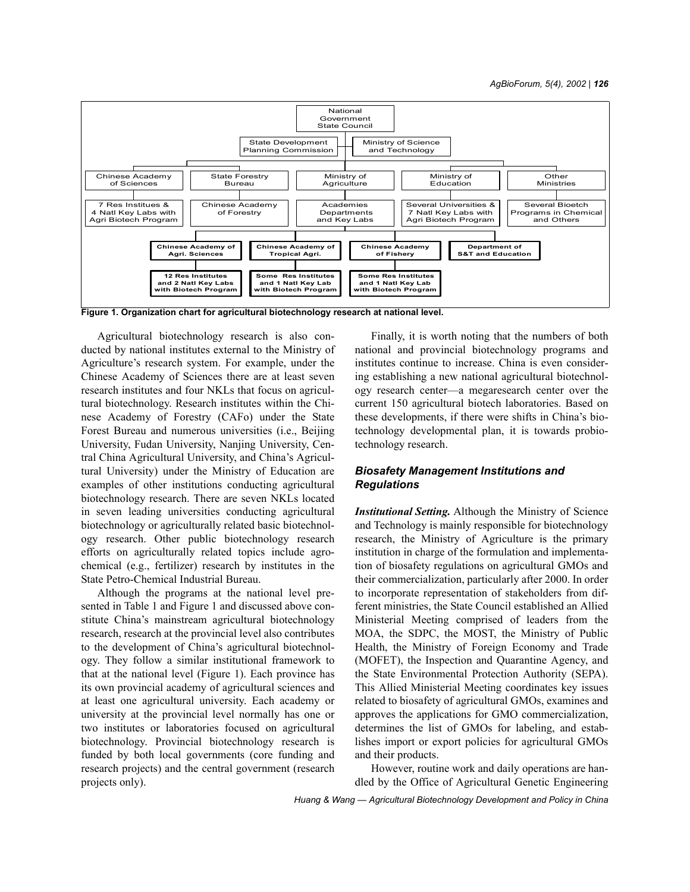Figure 1. Organization chart for agricultural biotechnology research at national level.

Agricultural biotechnology research is also conducted by national institutes external to the Ministry of Agriculture's research system. For example, under the Chinese Academy of Sciences there are at least seven research institutes and four NKLs that focus on agricultural biotechnology. Research institutes within the Chinese Academy of Forestry (CAFo) under the State Forest Bureau and numerous universities (i.e., Beijing University, Fudan University, Nanjing University, Central China Agricultural University, and China's Agricultural University) under the Ministry of Education are examples of other institutions conducting agricultural biotechnology research. There are seven NKLs located in seven leading universities conducting agricultural biotechnology or agriculturally related basic biotechnology research. Other public biotechnology research efforts on agriculturally related topics include agrochemical (e.g., fertilizer) research by institutes in the State Petro-Chemical Industrial Bureau.

Although the programs at the national level presented in Table 1 and Figure 1 and discussed above constitute China's mainstream agricultural biotechnology research, research at the provincial level also contributes to the development of China's agricultural biotechnology. They follow a similar institutional framework to that at the national level (Figure 1). Each province has its own provincial academy of agricultural sciences and at least one agricultural university. Each academy or university at the provincial level normally has one or two institutes or laboratories focused on agricultural biotechnology. Provincial biotechnology research is funded by both local governments (core funding and research projects) and the central government (research projects only).

Finally, it is worth noting that the numbers of both national and provincial biotechnology programs and institutes continue to increase. China is even considering establishing a new national agricultural biotechnology research center—a megaresearch center over the current 150 agricultural biotech laboratories. Based on these developments, if there were shifts in China's biotechnology developmental plan, it is towards probiotechnology research.

### Biosafety Management Institutions and Regulations

***Institutional Setting.*** Although the Ministry of Science and Technology is mainly responsible for biotechnology research, the Ministry of Agriculture is the primary institution in charge of the formulation and implementation of biosafety regulations on agricultural GMOs and their commercialization, particularly after 2000. In order to incorporate representation of stakeholders from different ministries, the State Council established an Allied Ministerial Meeting comprised of leaders from the MOA, the SDPC, the MOST, the Ministry of Public Health, the Ministry of Foreign Economy and Trade (MOFET), the Inspection and Quarantine Agency, and the State Environmental Protection Authority (SEPA). This Allied Ministerial Meeting coordinates key issues related to biosafety of agricultural GMOs, examines and approves the applications for GMO commercialization, determines the list of GMOs for labeling, and establishes import or export policies for agricultural GMOs and their products.

However, routine work and daily operations are handled by the Office of Agricultural Genetic Engineering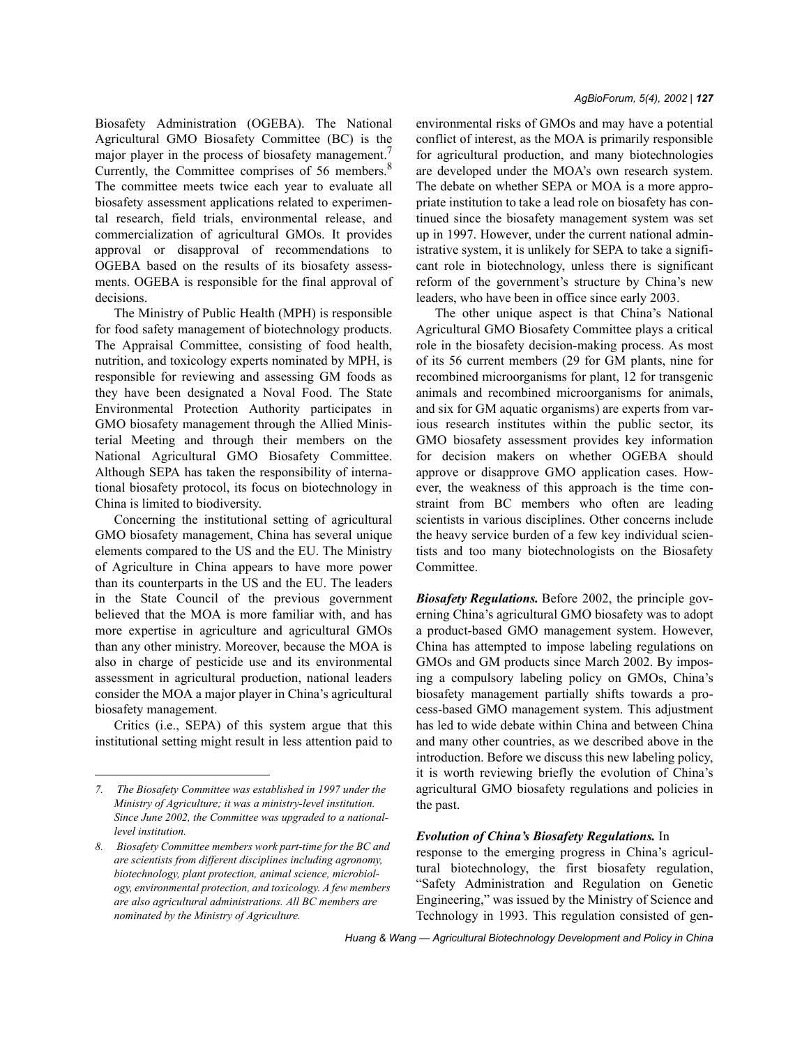Biosafety Administration (OGEBA). The National Agricultural GMO Biosafety Committee (BC) is the major player in the process of biosafety management.[7] Currently, the Committee comprises of 56 members.[8] The committee meets twice each year to evaluate all biosafety assessment applications related to experimental research, field trials, environmental release, and commercialization of agricultural GMOs. It provides approval or disapproval of recommendations to OGEBA based on the results of its biosafety assessments. OGEBA is responsible for the final approval of decisions.

The Ministry of Public Health (MPH) is responsible for food safety management of biotechnology products. The Appraisal Committee, consisting of food health, nutrition, and toxicology experts nominated by MPH, is responsible for reviewing and assessing GM foods as they have been designated a Noval Food. The State Environmental Protection Authority participates in GMO biosafety management through the Allied Ministerial Meeting and through their members on the National Agricultural GMO Biosafety Committee. Although SEPA has taken the responsibility of international biosafety protocol, its focus on biotechnology in China is limited to biodiversity.

Concerning the institutional setting of agricultural GMO biosafety management, China has several unique elements compared to the US and the EU. The Ministry of Agriculture in China appears to have more power than its counterparts in the US and the EU. The leaders in the State Council of the previous government believed that the MOA is more familiar with, and has more expertise in agriculture and agricultural GMOs than any other ministry. Moreover, because the MOA is also in charge of pesticide use and its environmental assessment in agricultural production, national leaders consider the MOA a major player in China's agricultural biosafety management.

Critics (i.e., SEPA) of this system argue that this institutional setting might result in less attention paid to environmental risks of GMOs and may have a potential conflict of interest, as the MOA is primarily responsible for agricultural production, and many biotechnologies are developed under the MOA's own research system. The debate on whether SEPA or MOA is a more appropriate institution to take a lead role on biosafety has continued since the biosafety management system was set up in 1997. However, under the current national administrative system, it is unlikely for SEPA to take a significant role in biotechnology, unless there is significant reform of the government's structure by China's new leaders, who have been in office since early 2003.

The other unique aspect is that China's National Agricultural GMO Biosafety Committee plays a critical role in the biosafety decision-making process. As most of its 56 current members (29 for GM plants, nine for recombined microorganisms for plant, 12 for transgenic animals and recombined microorganisms for animals, and six for GM aquatic organisms) are experts from various research institutes within the public sector, its GMO biosafety assessment provides key information for decision makers on whether OGEBA should approve or disapprove GMO application cases. However, the weakness of this approach is the time constraint from BC members who often are leading scientists in various disciplines. Other concerns include the heavy service burden of a few key individual scientists and too many biotechnologists on the Biosafety Committee.

***Biosafety Regulations.*** Before 2002, the principle governing China's agricultural GMO biosafety was to adopt a product-based GMO management system. However, China has attempted to impose labeling regulations on GMOs and GM products since March 2002. By imposing a compulsory labeling policy on GMOs, China's biosafety management partially shifts towards a process-based GMO management system. This adjustment has led to wide debate within China and between China and many other countries, as we described above in the introduction. Before we discuss this new labeling policy, it is worth reviewing briefly the evolution of China's agricultural GMO biosafety regulations and policies in the past.

***Evolution of China's Biosafety Regulations.*** In response to the emerging progress in China's agricultural biotechnology, the first biosafety regulation, "Safety Administration and Regulation on Genetic Engineering," was issued by the Ministry of Science and Technology in 1993. This regulation consisted of gen-

*7. The Biosafety Committee was established in 1997 under the Ministry of Agriculture; it was a ministry-level institution. Since June 2002, the Committee was upgraded to a national-level institution.*

*8. Biosafety Committee members work part-time for the BC and are scientists from different disciplines including agronomy, biotechnology, plant protection, animal science, microbiology, environmental protection, and toxicology. A few members are also agricultural administrations. All BC members are nominated by the Ministry of Agriculture.*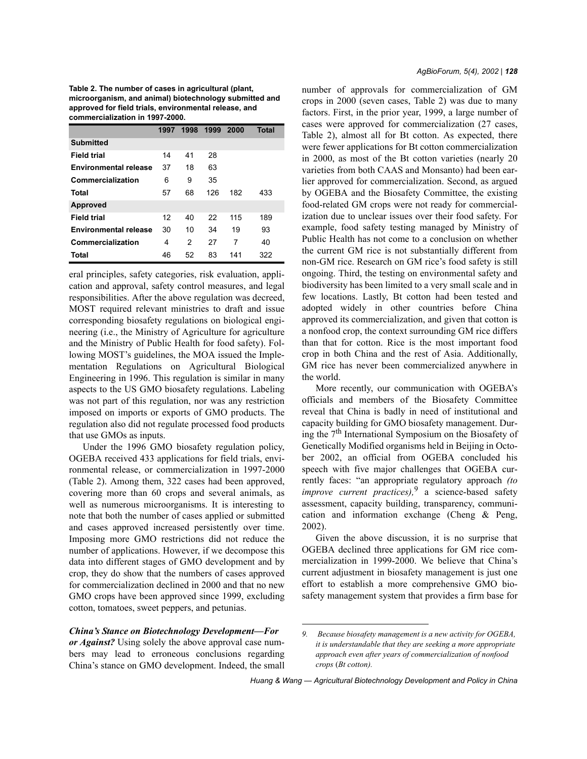**Table 2. The number of cases in agricultural (plant, microorganism, and animal) biotechnology submitted and approved for field trials, environmental release, and commercialization in 1997-2000.**

| | 1997 | 1998 | 1999 | 2000 | Total |
|---|---|---|---|---|---|
| **Submitted** | | | | | |
| **Field trial** | 14 | 41 | 28 | | |
| **Environmental release** | 37 | 18 | 63 | | |
| **Commercialization** | 6 | 9 | 35 | | |
| **Total** | 57 | 68 | 126 | 182 | 433 |
| **Approved** | | | | | |
| **Field trial** | 12 | 40 | 22 | 115 | 189 |
| **Environmental release** | 30 | 10 | 34 | 19 | 93 |
| **Commercialization** | 4 | 2 | 27 | 7 | 40 |
| **Total** | 46 | 52 | 83 | 141 | 322 |

eral principles, safety categories, risk evaluation, application and approval, safety control measures, and legal responsibilities. After the above regulation was decreed, MOST required relevant ministries to draft and issue corresponding biosafety regulations on biological engineering (i.e., the Ministry of Agriculture for agriculture and the Ministry of Public Health for food safety). Following MOST's guidelines, the MOA issued the Implementation Regulations on Agricultural Biological Engineering in 1996. This regulation is similar in many aspects to the US GMO biosafety regulations. Labeling was not part of this regulation, nor was any restriction imposed on imports or exports of GMO products. The regulation also did not regulate processed food products that use GMOs as inputs.

Under the 1996 GMO biosafety regulation policy, OGEBA received 433 applications for field trials, environmental release, or commercialization in 1997-2000 (Table 2). Among them, 322 cases had been approved, covering more than 60 crops and several animals, as well as numerous microorganisms. It is interesting to note that both the number of cases applied or submitted and cases approved increased persistently over time. Imposing more GMO restrictions did not reduce the number of applications. However, if we decompose this data into different stages of GMO development and by crop, they do show that the numbers of cases approved for commercialization declined in 2000 and that no new GMO crops have been approved since 1999, excluding cotton, tomatoes, sweet peppers, and petunias.

***China's Stance on Biotechnology Development—For or Against?*** Using solely the above approval case numbers may lead to erroneous conclusions regarding China's stance on GMO development. Indeed, the small number of approvals for commercialization of GM crops in 2000 (seven cases, Table 2) was due to many factors. First, in the prior year, 1999, a large number of cases were approved for commercialization (27 cases, Table 2), almost all for Bt cotton. As expected, there were fewer applications for Bt cotton commercialization in 2000, as most of the Bt cotton varieties (nearly 20 varieties from both CAAS and Monsanto) had been earlier approved for commercialization. Second, as argued by OGEBA and the Biosafety Committee, the existing food-related GM crops were not ready for commercialization due to unclear issues over their food safety. For example, food safety testing managed by Ministry of Public Health has not come to a conclusion on whether the current GM rice is not substantially different from non-GM rice. Research on GM rice's food safety is still ongoing. Third, the testing on environmental safety and biodiversity has been limited to a very small scale and in few locations. Lastly, Bt cotton had been tested and adopted widely in other countries before China approved its commercialization, and given that cotton is a nonfood crop, the context surrounding GM rice differs than that for cotton. Rice is the most important food crop in both China and the rest of Asia. Additionally, GM rice has never been commercialized anywhere in the world.

More recently, our communication with OGEBA's officials and members of the Biosafety Committee reveal that China is badly in need of institutional and capacity building for GMO biosafety management. During the 7th International Symposium on the Biosafety of Genetically Modified organisms held in Beijing in October 2002, an official from OGEBA concluded his speech with five major challenges that OGEBA currently faces: "an appropriate regulatory approach *(to improve current practices),*[9] a science-based safety assessment, capacity building, transparency, communication and information exchange (Cheng & Peng, 2002).

Given the above discussion, it is no surprise that OGEBA declined three applications for GM rice commercialization in 1999-2000. We believe that China's current adjustment in biosafety management is just one effort to establish a more comprehensive GMO biosafety management system that provides a firm base for

*9. Because biosafety management is a new activity for OGEBA, it is understandable that they are seeking a more appropriate approach even after years of commercialization of nonfood crops (Bt cotton).*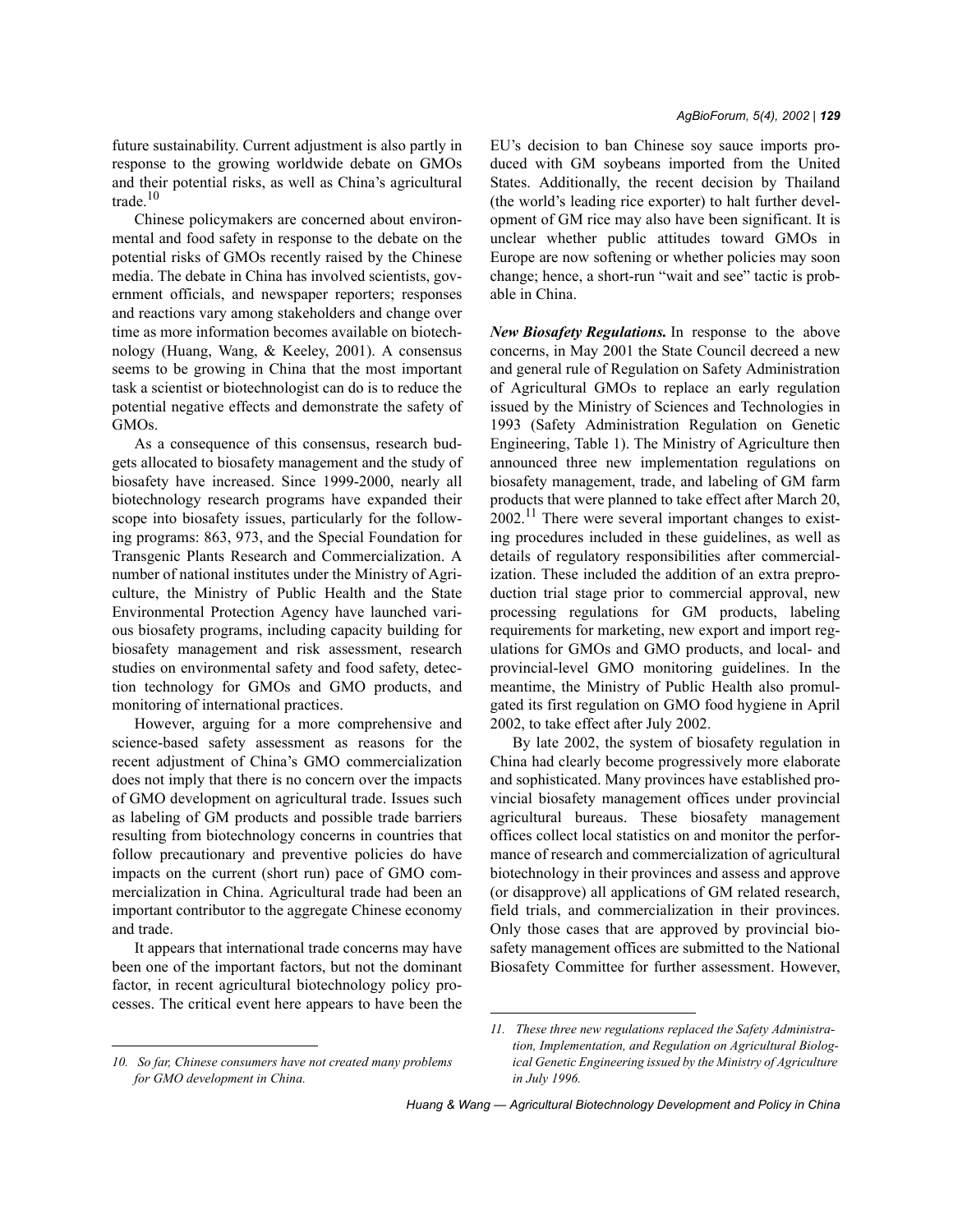future sustainability. Current adjustment is also partly in response to the growing worldwide debate on GMOs and their potential risks, as well as China's agricultural trade.[10]

Chinese policymakers are concerned about environmental and food safety in response to the debate on the potential risks of GMOs recently raised by the Chinese media. The debate in China has involved scientists, government officials, and newspaper reporters; responses and reactions vary among stakeholders and change over time as more information becomes available on biotechnology (Huang, Wang, & Keeley, 2001). A consensus seems to be growing in China that the most important task a scientist or biotechnologist can do is to reduce the potential negative effects and demonstrate the safety of GMOs.

As a consequence of this consensus, research budgets allocated to biosafety management and the study of biosafety have increased. Since 1999-2000, nearly all biotechnology research programs have expanded their scope into biosafety issues, particularly for the following programs: 863, 973, and the Special Foundation for Transgenic Plants Research and Commercialization. A number of national institutes under the Ministry of Agriculture, the Ministry of Public Health and the State Environmental Protection Agency have launched various biosafety programs, including capacity building for biosafety management and risk assessment, research studies on environmental safety and food safety, detection technology for GMOs and GMO products, and monitoring of international practices.

However, arguing for a more comprehensive and science-based safety assessment as reasons for the recent adjustment of China's GMO commercialization does not imply that there is no concern over the impacts of GMO development on agricultural trade. Issues such as labeling of GM products and possible trade barriers resulting from biotechnology concerns in countries that follow precautionary and preventive policies do have impacts on the current (short run) pace of GMO commercialization in China. Agricultural trade had been an important contributor to the aggregate Chinese economy and trade.

It appears that international trade concerns may have been one of the important factors, but not the dominant factor, in recent agricultural biotechnology policy processes. The critical event here appears to have been the EU's decision to ban Chinese soy sauce imports produced with GM soybeans imported from the United States. Additionally, the recent decision by Thailand (the world's leading rice exporter) to halt further development of GM rice may also have been significant. It is unclear whether public attitudes toward GMOs in Europe are now softening or whether policies may soon change; hence, a short-run "wait and see" tactic is probable in China.

***New Biosafety Regulations.*** In response to the above concerns, in May 2001 the State Council decreed a new and general rule of Regulation on Safety Administration of Agricultural GMOs to replace an early regulation issued by the Ministry of Sciences and Technologies in 1993 (Safety Administration Regulation on Genetic Engineering, Table 1). The Ministry of Agriculture then announced three new implementation regulations on biosafety management, trade, and labeling of GM farm products that were planned to take effect after March 20, 2002.[11] There were several important changes to existing procedures included in these guidelines, as well as details of regulatory responsibilities after commercialization. These included the addition of an extra preproduction trial stage prior to commercial approval, new processing regulations for GM products, labeling requirements for marketing, new export and import regulations for GMOs and GMO products, and local- and provincial-level GMO monitoring guidelines. In the meantime, the Ministry of Public Health also promulgated its first regulation on GMO food hygiene in April 2002, to take effect after July 2002.

By late 2002, the system of biosafety regulation in China had clearly become progressively more elaborate and sophisticated. Many provinces have established provincial biosafety management offices under provincial agricultural bureaus. These biosafety management offices collect local statistics on and monitor the performance of research and commercialization of agricultural biotechnology in their provinces and assess and approve (or disapprove) all applications of GM related research, field trials, and commercialization in their provinces. Only those cases that are approved by provincial biosafety management offices are submitted to the National Biosafety Committee for further assessment. However,

---

*10. So far, Chinese consumers have not created many problems for GMO development in China.*

*11. These three new regulations replaced the Safety Administration, Implementation, and Regulation on Agricultural Biological Genetic Engineering issued by the Ministry of Agriculture in July 1996.*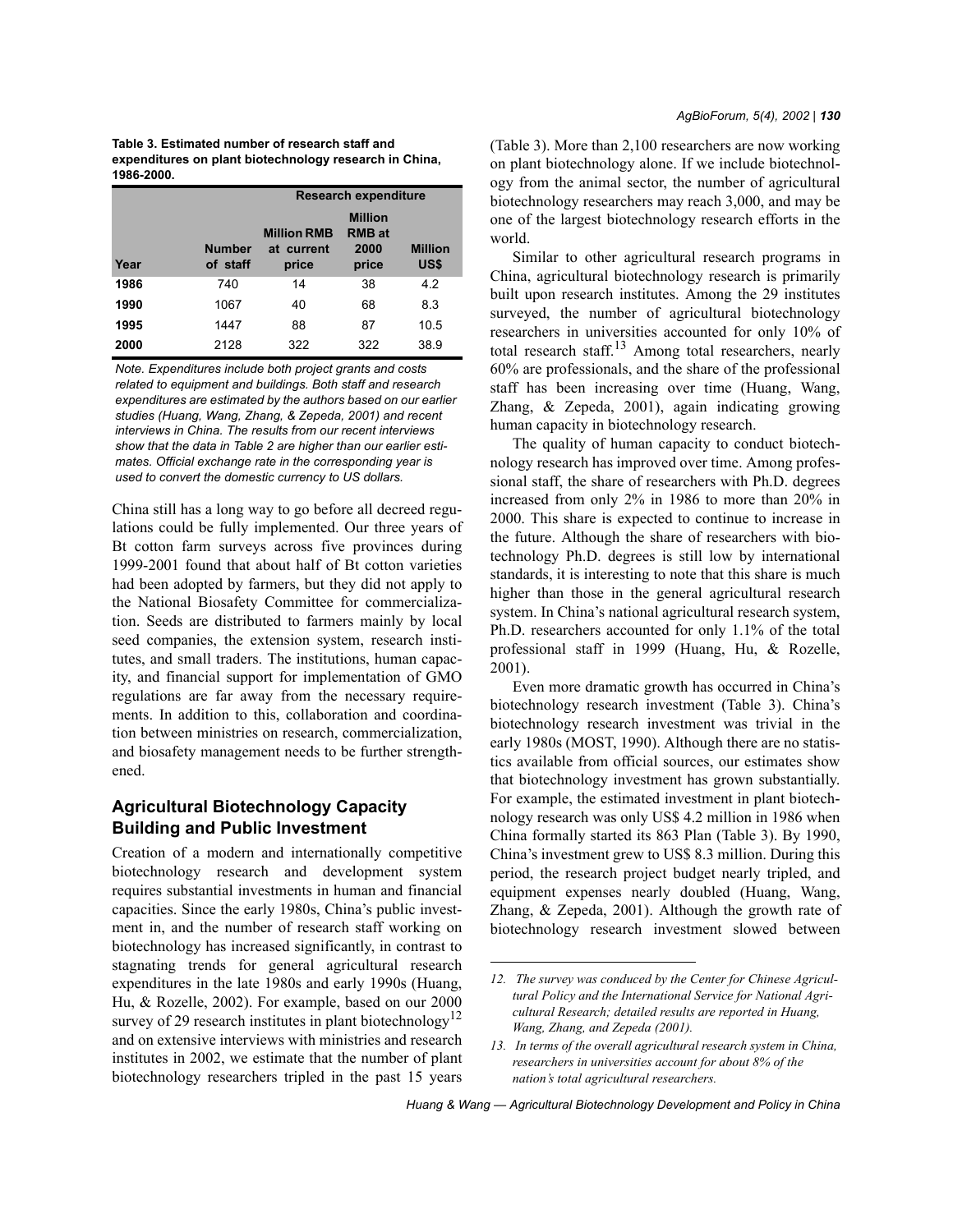**Table 3. Estimated number of research staff and expenditures on plant biotechnology research in China, 1986-2000.**

| Year | Number of staff | Research expenditure | | |
|---|---|---|---|---|
| | | Million RMB at current price | Million RMB at 2000 price | Million US$ |
| 1986 | 740 | 14 | 38 | 4.2 |
| 1990 | 1067 | 40 | 68 | 8.3 |
| 1995 | 1447 | 88 | 87 | 10.5 |
| 2000 | 2128 | 322 | 322 | 38.9 |

*Note. Expenditures include both project grants and costs related to equipment and buildings. Both staff and research expenditures are estimated by the authors based on our earlier studies (Huang, Wang, Zhang, & Zepeda, 2001) and recent interviews in China. The results from our recent interviews show that the data in Table 2 are higher than our earlier estimates. Official exchange rate in the corresponding year is used to convert the domestic currency to US dollars.*

China still has a long way to go before all decreed regulations could be fully implemented. Our three years of Bt cotton farm surveys across five provinces during 1999-2001 found that about half of Bt cotton varieties had been adopted by farmers, but they did not apply to the National Biosafety Committee for commercialization. Seeds are distributed to farmers mainly by local seed companies, the extension system, research institutes, and small traders. The institutions, human capacity, and financial support for implementation of GMO regulations are far away from the necessary requirements. In addition to this, collaboration and coordination between ministries on research, commercialization, and biosafety management needs to be further strengthened.

## Agricultural Biotechnology Capacity Building and Public Investment

Creation of a modern and internationally competitive biotechnology research and development system requires substantial investments in human and financial capacities. Since the early 1980s, China's public investment in, and the number of research staff working on biotechnology has increased significantly, in contrast to stagnating trends for general agricultural research expenditures in the late 1980s and early 1990s (Huang, Hu, & Rozelle, 2002). For example, based on our 2000 survey of 29 research institutes in plant biotechnology[12] and on extensive interviews with ministries and research institutes in 2002, we estimate that the number of plant biotechnology researchers tripled in the past 15 years (Table 3). More than 2,100 researchers are now working on plant biotechnology alone. If we include biotechnology from the animal sector, the number of agricultural biotechnology researchers may reach 3,000, and may be one of the largest biotechnology research efforts in the world.

Similar to other agricultural research programs in China, agricultural biotechnology research is primarily built upon research institutes. Among the 29 institutes surveyed, the number of agricultural biotechnology researchers in universities accounted for only 10% of total research staff.[13] Among total researchers, nearly 60% are professionals, and the share of the professional staff has been increasing over time (Huang, Wang, Zhang, & Zepeda, 2001), again indicating growing human capacity in biotechnology research.

The quality of human capacity to conduct biotechnology research has improved over time. Among professional staff, the share of researchers with Ph.D. degrees increased from only 2% in 1986 to more than 20% in 2000. This share is expected to continue to increase in the future. Although the share of researchers with biotechnology Ph.D. degrees is still low by international standards, it is interesting to note that this share is much higher than those in the general agricultural research system. In China's national agricultural research system, Ph.D. researchers accounted for only 1.1% of the total professional staff in 1999 (Huang, Hu, & Rozelle, 2001).

Even more dramatic growth has occurred in China's biotechnology research investment (Table 3). China's biotechnology research investment was trivial in the early 1980s (MOST, 1990). Although there are no statistics available from official sources, our estimates show that biotechnology investment has grown substantially. For example, the estimated investment in plant biotechnology research was only US$ 4.2 million in 1986 when China formally started its 863 Plan (Table 3). By 1990, China's investment grew to US$ 8.3 million. During this period, the research project budget nearly tripled, and equipment expenses nearly doubled (Huang, Wang, Zhang, & Zepeda, 2001). Although the growth rate of biotechnology research investment slowed between

*12. The survey was conduced by the Center for Chinese Agricultural Policy and the International Service for National Agricultural Research; detailed results are reported in Huang, Wang, Zhang, and Zepeda (2001).*

*13. In terms of the overall agricultural research system in China, researchers in universities account for about 8% of the nation's total agricultural researchers.*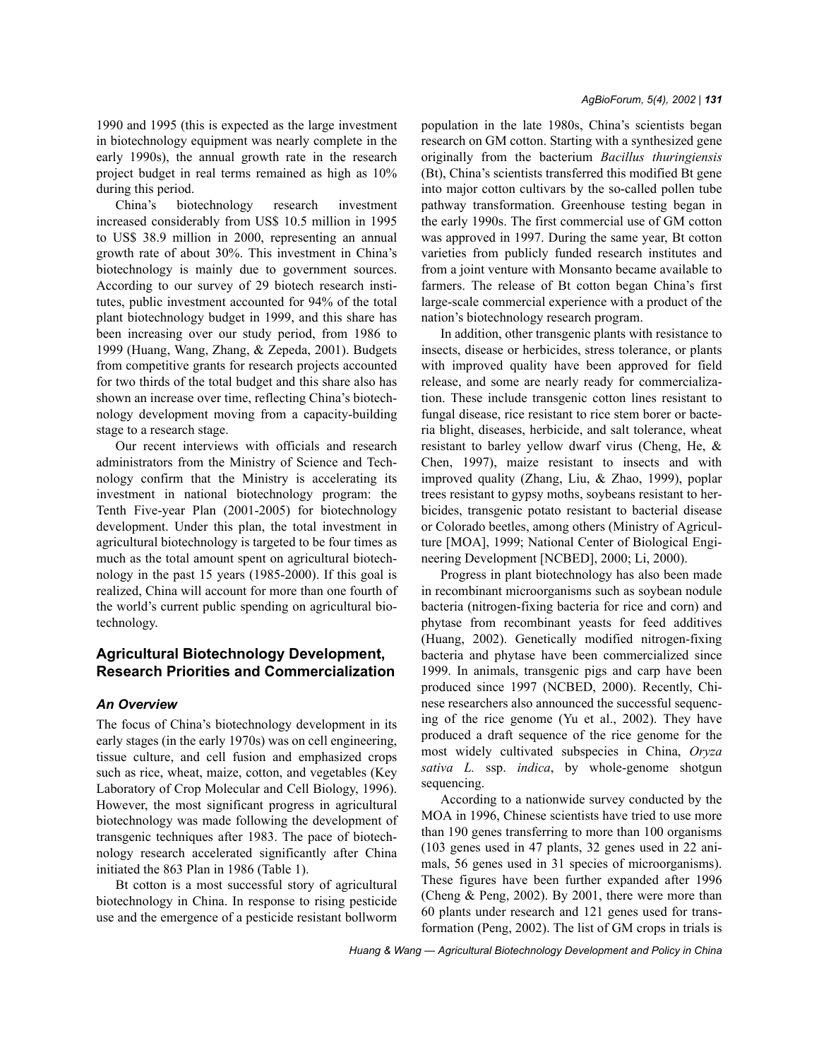1990 and 1995 (this is expected as the large investment in biotechnology equipment was nearly complete in the early 1990s), the annual growth rate in the research project budget in real terms remained as high as 10% during this period.

China's biotechnology research investment increased considerably from US$ 10.5 million in 1995 to US$ 38.9 million in 2000, representing an annual growth rate of about 30%. This investment in China's biotechnology is mainly due to government sources. According to our survey of 29 biotech research institutes, public investment accounted for 94% of the total plant biotechnology budget in 1999, and this share has been increasing over our study period, from 1986 to 1999 (Huang, Wang, Zhang, & Zepeda, 2001). Budgets from competitive grants for research projects accounted for two thirds of the total budget and this share also has shown an increase over time, reflecting China's biotechnology development moving from a capacity-building stage to a research stage.

Our recent interviews with officials and research administrators from the Ministry of Science and Technology confirm that the Ministry is accelerating its investment in national biotechnology program: the Tenth Five-year Plan (2001-2005) for biotechnology development. Under this plan, the total investment in agricultural biotechnology is targeted to be four times as much as the total amount spent on agricultural biotechnology in the past 15 years (1985-2000). If this goal is realized, China will account for more than one fourth of the world's current public spending on agricultural biotechnology.

## Agricultural Biotechnology Development, Research Priorities and Commercialization

### *An Overview*

The focus of China's biotechnology development in its early stages (in the early 1970s) was on cell engineering, tissue culture, and cell fusion and emphasized crops such as rice, wheat, maize, cotton, and vegetables (Key Laboratory of Crop Molecular and Cell Biology, 1996). However, the most significant progress in agricultural biotechnology was made following the development of transgenic techniques after 1983. The pace of biotechnology research accelerated significantly after China initiated the 863 Plan in 1986 (Table 1).

Bt cotton is a most successful story of agricultural biotechnology in China. In response to rising pesticide use and the emergence of a pesticide resistant bollworm population in the late 1980s, China's scientists began research on GM cotton. Starting with a synthesized gene originally from the bacterium *Bacillus thuringiensis* (Bt), China's scientists transferred this modified Bt gene into major cotton cultivars by the so-called pollen tube pathway transformation. Greenhouse testing began in the early 1990s. The first commercial use of GM cotton was approved in 1997. During the same year, Bt cotton varieties from publicly funded research institutes and from a joint venture with Monsanto became available to farmers. The release of Bt cotton began China's first large-scale commercial experience with a product of the nation's biotechnology research program.

In addition, other transgenic plants with resistance to insects, disease or herbicides, stress tolerance, or plants with improved quality have been approved for field release, and some are nearly ready for commercialization. These include transgenic cotton lines resistant to fungal disease, rice resistant to rice stem borer or bacteria blight, diseases, herbicide, and salt tolerance, wheat resistant to barley yellow dwarf virus (Cheng, He, & Chen, 1997), maize resistant to insects and with improved quality (Zhang, Liu, & Zhao, 1999), poplar trees resistant to gypsy moths, soybeans resistant to herbicides, transgenic potato resistant to bacterial disease or Colorado beetles, among others (Ministry of Agriculture [MOA], 1999; National Center of Biological Engineering Development [NCBED], 2000; Li, 2000).

Progress in plant biotechnology has also been made in recombinant microorganisms such as soybean nodule bacteria (nitrogen-fixing bacteria for rice and corn) and phytase from recombinant yeasts for feed additives (Huang, 2002). Genetically modified nitrogen-fixing bacteria and phytase have been commercialized since 1999. In animals, transgenic pigs and carp have been produced since 1997 (NCBED, 2000). Recently, Chinese researchers also announced the successful sequencing of the rice genome (Yu et al., 2002). They have produced a draft sequence of the rice genome for the most widely cultivated subspecies in China, *Oryza sativa L.* ssp. *indica*, by whole-genome shotgun sequencing.

According to a nationwide survey conducted by the MOA in 1996, Chinese scientists have tried to use more than 190 genes transferring to more than 100 organisms (103 genes used in 47 plants, 32 genes used in 22 animals, 56 genes used in 31 species of microorganisms). These figures have been further expanded after 1996 (Cheng & Peng, 2002). By 2001, there were more than 60 plants under research and 121 genes used for transformation (Peng, 2002). The list of GM crops in trials is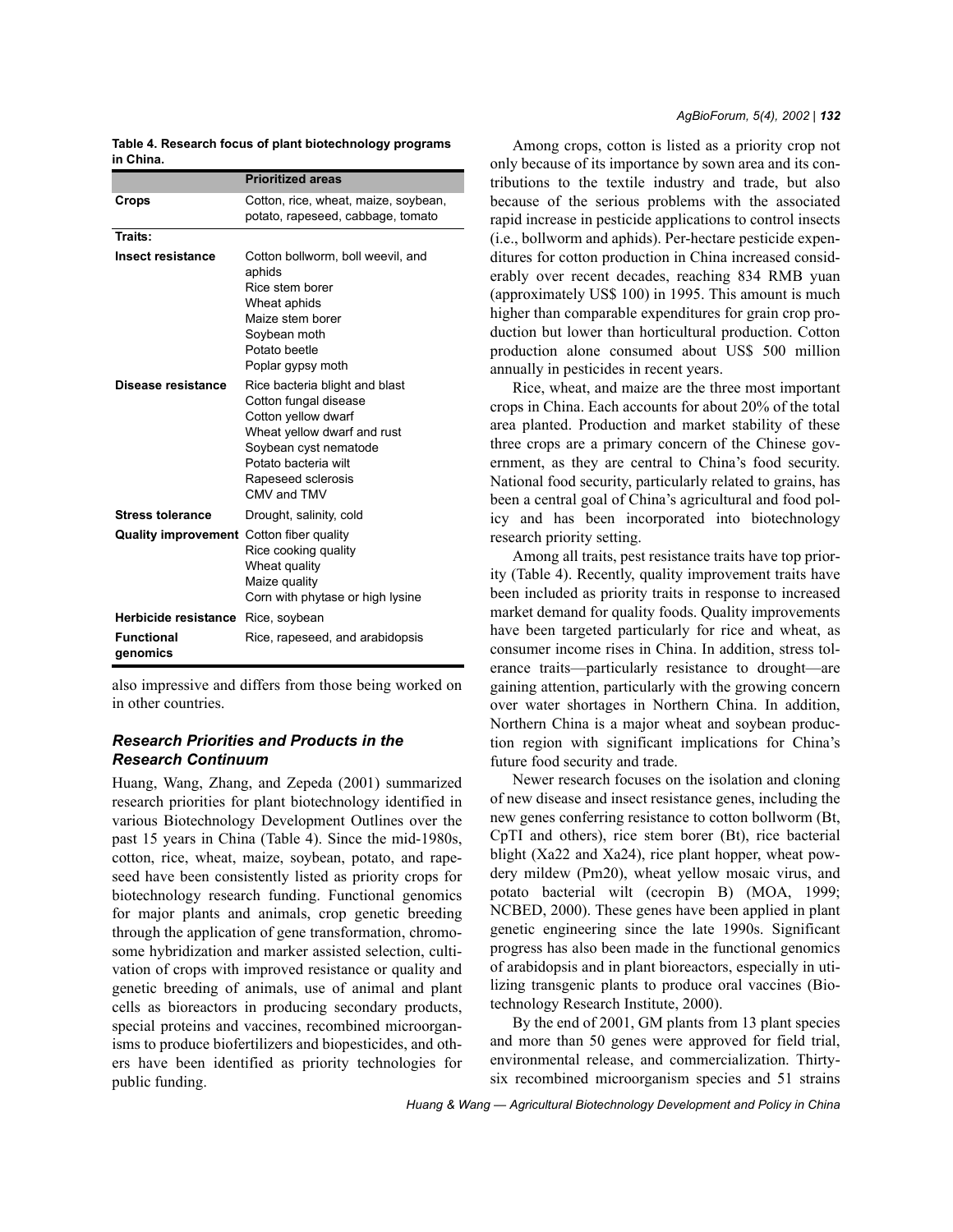**Table 4. Research focus of plant biotechnology programs in China.**

| | Prioritized areas |
|---|---|
| **Crops** | Cotton, rice, wheat, maize, soybean, potato, rapeseed, cabbage, tomato |
| **Traits:** | |
| **Insect resistance** | Cotton bollworm, boll weevil, and aphids<br>Rice stem borer<br>Wheat aphids<br>Maize stem borer<br>Soybean moth<br>Potato beetle<br>Poplar gypsy moth |
| **Disease resistance** | Rice bacteria blight and blast<br>Cotton fungal disease<br>Cotton yellow dwarf<br>Wheat yellow dwarf and rust<br>Soybean cyst nematode<br>Potato bacteria wilt<br>Rapeseed sclerosis<br>CMV and TMV |
| **Stress tolerance** | Drought, salinity, cold |
| **Quality improvement** | Cotton fiber quality<br>Rice cooking quality<br>Wheat quality<br>Maize quality<br>Corn with phytase or high lysine |
| **Herbicide resistance** | Rice, soybean |
| **Functional genomics** | Rice, rapeseed, and arabidopsis |

also impressive and differs from those being worked on in other countries.

### *Research Priorities and Products in the Research Continuum*

Huang, Wang, Zhang, and Zepeda (2001) summarized research priorities for plant biotechnology identified in various Biotechnology Development Outlines over the past 15 years in China (Table 4). Since the mid-1980s, cotton, rice, wheat, maize, soybean, potato, and rapeseed have been consistently listed as priority crops for biotechnology research funding. Functional genomics for major plants and animals, crop genetic breeding through the application of gene transformation, chromosome hybridization and marker assisted selection, cultivation of crops with improved resistance or quality and genetic breeding of animals, use of animal and plant cells as bioreactors in producing secondary products, special proteins and vaccines, recombined microorganisms to produce biofertilizers and biopesticides, and others have been identified as priority technologies for public funding.

Among crops, cotton is listed as a priority crop not only because of its importance by sown area and its contributions to the textile industry and trade, but also because of the serious problems with the associated rapid increase in pesticide applications to control insects (i.e., bollworm and aphids). Per-hectare pesticide expenditures for cotton production in China increased considerably over recent decades, reaching 834 RMB yuan (approximately US$ 100) in 1995. This amount is much higher than comparable expenditures for grain crop production but lower than horticultural production. Cotton production alone consumed about US$ 500 million annually in pesticides in recent years.

Rice, wheat, and maize are the three most important crops in China. Each accounts for about 20% of the total area planted. Production and market stability of these three crops are a primary concern of the Chinese government, as they are central to China's food security. National food security, particularly related to grains, has been a central goal of China's agricultural and food policy and has been incorporated into biotechnology research priority setting.

Among all traits, pest resistance traits have top priority (Table 4). Recently, quality improvement traits have been included as priority traits in response to increased market demand for quality foods. Quality improvements have been targeted particularly for rice and wheat, as consumer income rises in China. In addition, stress tolerance traits—particularly resistance to drought—are gaining attention, particularly with the growing concern over water shortages in Northern China. In addition, Northern China is a major wheat and soybean production region with significant implications for China's future food security and trade.

Newer research focuses on the isolation and cloning of new disease and insect resistance genes, including the new genes conferring resistance to cotton bollworm (Bt, CpTI and others), rice stem borer (Bt), rice bacterial blight (Xa22 and Xa24), rice plant hopper, wheat powdery mildew (Pm20), wheat yellow mosaic virus, and potato bacterial wilt (cecropin B) (MOA, 1999; NCBED, 2000). These genes have been applied in plant genetic engineering since the late 1990s. Significant progress has also been made in the functional genomics of arabidopsis and in plant bioreactors, especially in utilizing transgenic plants to produce oral vaccines (Biotechnology Research Institute, 2000).

By the end of 2001, GM plants from 13 plant species and more than 50 genes were approved for field trial, environmental release, and commercialization. Thirty-six recombined microorganism species and 51 strains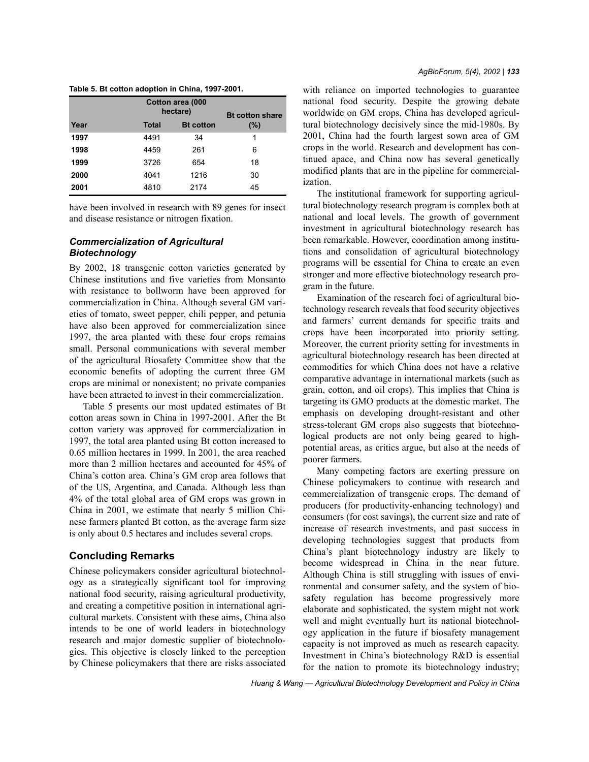**Table 5. Bt cotton adoption in China, 1997-2001.**

| Year | Cotton area (000 hectare) Total | Cotton area (000 hectare) Bt cotton | Bt cotton share (%) |
|---|---|---|---|
| 1997 | 4491 | 34 | 1 |
| 1998 | 4459 | 261 | 6 |
| 1999 | 3726 | 654 | 18 |
| 2000 | 4041 | 1216 | 30 |
| 2001 | 4810 | 2174 | 45 |

have been involved in research with 89 genes for insect and disease resistance or nitrogen fixation.

### *Commercialization of Agricultural Biotechnology*

By 2002, 18 transgenic cotton varieties generated by Chinese institutions and five varieties from Monsanto with resistance to bollworm have been approved for commercialization in China. Although several GM varieties of tomato, sweet pepper, chili pepper, and petunia have also been approved for commercialization since 1997, the area planted with these four crops remains small. Personal communications with several member of the agricultural Biosafety Committee show that the economic benefits of adopting the current three GM crops are minimal or nonexistent; no private companies have been attracted to invest in their commercialization.

Table 5 presents our most updated estimates of Bt cotton areas sown in China in 1997-2001. After the Bt cotton variety was approved for commercialization in 1997, the total area planted using Bt cotton increased to 0.65 million hectares in 1999. In 2001, the area reached more than 2 million hectares and accounted for 45% of China's cotton area. China's GM crop area follows that of the US, Argentina, and Canada. Although less than 4% of the total global area of GM crops was grown in China in 2001, we estimate that nearly 5 million Chinese farmers planted Bt cotton, as the average farm size is only about 0.5 hectares and includes several crops.

## Concluding Remarks

Chinese policymakers consider agricultural biotechnology as a strategically significant tool for improving national food security, raising agricultural productivity, and creating a competitive position in international agricultural markets. Consistent with these aims, China also intends to be one of world leaders in biotechnology research and major domestic supplier of biotechnologies. This objective is closely linked to the perception by Chinese policymakers that there are risks associated with reliance on imported technologies to guarantee national food security. Despite the growing debate worldwide on GM crops, China has developed agricultural biotechnology decisively since the mid-1980s. By 2001, China had the fourth largest sown area of GM crops in the world. Research and development has continued apace, and China now has several genetically modified plants that are in the pipeline for commercialization.

The institutional framework for supporting agricultural biotechnology research program is complex both at national and local levels. The growth of government investment in agricultural biotechnology research has been remarkable. However, coordination among institutions and consolidation of agricultural biotechnology programs will be essential for China to create an even stronger and more effective biotechnology research program in the future.

Examination of the research foci of agricultural biotechnology research reveals that food security objectives and farmers' current demands for specific traits and crops have been incorporated into priority setting. Moreover, the current priority setting for investments in agricultural biotechnology research has been directed at commodities for which China does not have a relative comparative advantage in international markets (such as grain, cotton, and oil crops). This implies that China is targeting its GMO products at the domestic market. The emphasis on developing drought-resistant and other stress-tolerant GM crops also suggests that biotechnological products are not only being geared to high-potential areas, as critics argue, but also at the needs of poorer farmers.

Many competing factors are exerting pressure on Chinese policymakers to continue with research and commercialization of transgenic crops. The demand of producers (for productivity-enhancing technology) and consumers (for cost savings), the current size and rate of increase of research investments, and past success in developing technologies suggest that products from China's plant biotechnology industry are likely to become widespread in China in the near future. Although China is still struggling with issues of environmental and consumer safety, and the system of biosafety regulation has become progressively more elaborate and sophisticated, the system might not work well and might eventually hurt its national biotechnology application in the future if biosafety management capacity is not improved as much as research capacity. Investment in China's biotechnology R&D is essential for the nation to promote its biotechnology industry;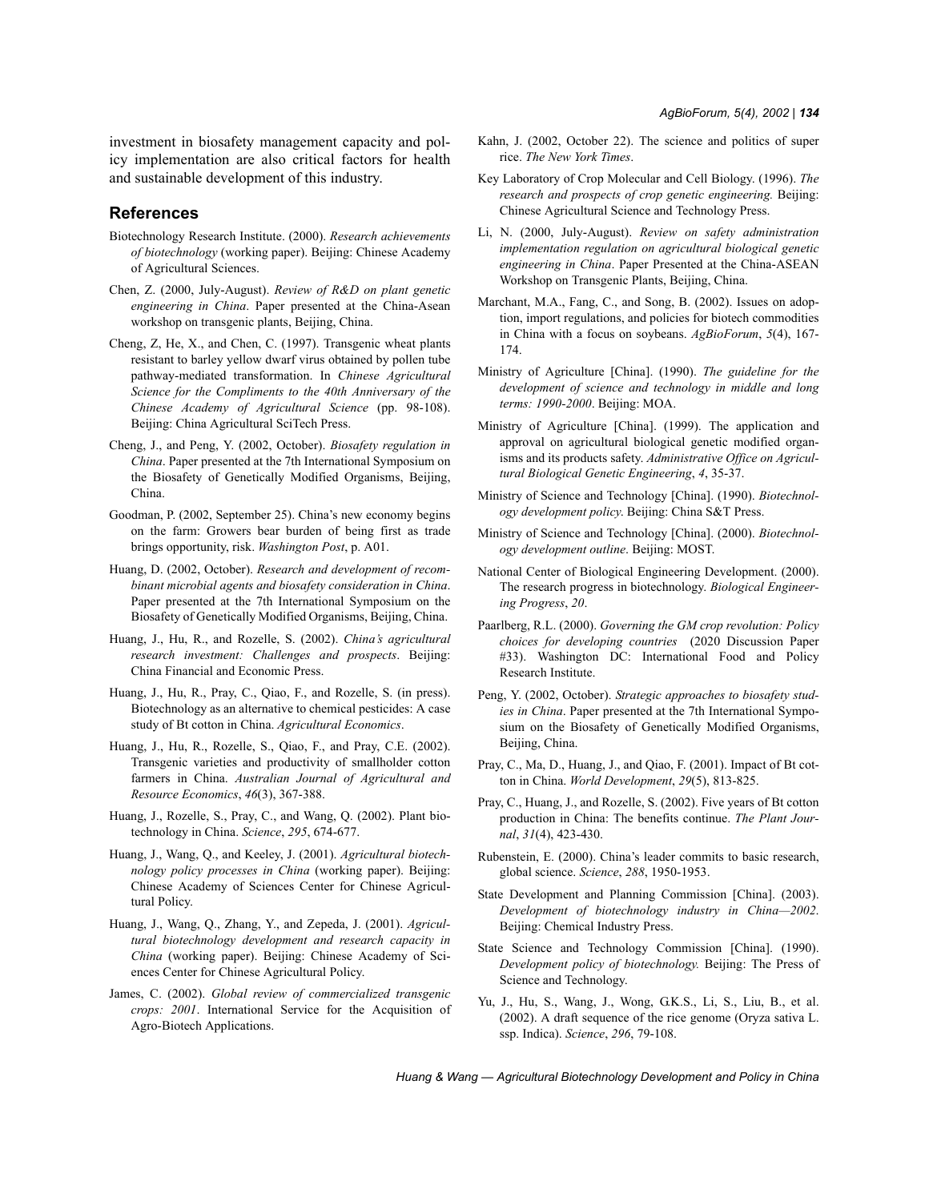investment in biosafety management capacity and policy implementation are also critical factors for health and sustainable development of this industry.

## References

Biotechnology Research Institute. (2000). *Research achievements of biotechnology* (working paper). Beijing: Chinese Academy of Agricultural Sciences.

Chen, Z. (2000, July-August). *Review of R&D on plant genetic engineering in China*. Paper presented at the China-Asean workshop on transgenic plants, Beijing, China.

Cheng, Z, He, X., and Chen, C. (1997). Transgenic wheat plants resistant to barley yellow dwarf virus obtained by pollen tube pathway-mediated transformation. In *Chinese Agricultural Science for the Compliments to the 40th Anniversary of the Chinese Academy of Agricultural Science* (pp. 98-108). Beijing: China Agricultural SciTech Press.

Cheng, J., and Peng, Y. (2002, October). *Biosafety regulation in China*. Paper presented at the 7th International Symposium on the Biosafety of Genetically Modified Organisms, Beijing, China.

Goodman, P. (2002, September 25). China's new economy begins on the farm: Growers bear burden of being first as trade brings opportunity, risk. *Washington Post*, p. A01.

Huang, D. (2002, October). *Research and development of recombinant microbial agents and biosafety consideration in China*. Paper presented at the 7th International Symposium on the Biosafety of Genetically Modified Organisms, Beijing, China.

Huang, J., Hu, R., and Rozelle, S. (2002). *China's agricultural research investment: Challenges and prospects*. Beijing: China Financial and Economic Press.

Huang, J., Hu, R., Pray, C., Qiao, F., and Rozelle, S. (in press). Biotechnology as an alternative to chemical pesticides: A case study of Bt cotton in China. *Agricultural Economics*.

Huang, J., Hu, R., Rozelle, S., Qiao, F., and Pray, C.E. (2002). Transgenic varieties and productivity of smallholder cotton farmers in China. *Australian Journal of Agricultural and Resource Economics*, *46*(3), 367-388.

Huang, J., Rozelle, S., Pray, C., and Wang, Q. (2002). Plant biotechnology in China. *Science*, *295*, 674-677.

Huang, J., Wang, Q., and Keeley, J. (2001). *Agricultural biotechnology policy processes in China* (working paper). Beijing: Chinese Academy of Sciences Center for Chinese Agricultural Policy.

Huang, J., Wang, Q., Zhang, Y., and Zepeda, J. (2001). *Agricultural biotechnology development and research capacity in China* (working paper). Beijing: Chinese Academy of Sciences Center for Chinese Agricultural Policy.

James, C. (2002). *Global review of commercialized transgenic crops: 2001*. International Service for the Acquisition of Agro-Biotech Applications.

Kahn, J. (2002, October 22). The science and politics of super rice. *The New York Times*.

Key Laboratory of Crop Molecular and Cell Biology. (1996). *The research and prospects of crop genetic engineering.* Beijing: Chinese Agricultural Science and Technology Press.

Li, N. (2000, July-August). *Review on safety administration implementation regulation on agricultural biological genetic engineering in China*. Paper Presented at the China-ASEAN Workshop on Transgenic Plants, Beijing, China.

Marchant, M.A., Fang, C., and Song, B. (2002). Issues on adoption, import regulations, and policies for biotech commodities in China with a focus on soybeans. *AgBioForum*, *5*(4), 167-174.

Ministry of Agriculture [China]. (1990). *The guideline for the development of science and technology in middle and long terms: 1990-2000*. Beijing: MOA.

Ministry of Agriculture [China]. (1999). The application and approval on agricultural biological genetic modified organisms and its products safety. *Administrative Office on Agricultural Biological Genetic Engineering*, *4*, 35-37.

Ministry of Science and Technology [China]. (1990). *Biotechnology development policy*. Beijing: China S&T Press.

Ministry of Science and Technology [China]. (2000). *Biotechnology development outline*. Beijing: MOST.

National Center of Biological Engineering Development. (2000). The research progress in biotechnology. *Biological Engineering Progress*, *20*.

Paarlberg, R.L. (2000). *Governing the GM crop revolution: Policy choices for developing countries* (2020 Discussion Paper #33). Washington DC: International Food and Policy Research Institute.

Peng, Y. (2002, October). *Strategic approaches to biosafety studies in China*. Paper presented at the 7th International Symposium on the Biosafety of Genetically Modified Organisms, Beijing, China.

Pray, C., Ma, D., Huang, J., and Qiao, F. (2001). Impact of Bt cotton in China. *World Development*, *29*(5), 813-825.

Pray, C., Huang, J., and Rozelle, S. (2002). Five years of Bt cotton production in China: The benefits continue. *The Plant Journal*, *31*(4), 423-430.

Rubenstein, E. (2000). China's leader commits to basic research, global science. *Science*, *288*, 1950-1953.

State Development and Planning Commission [China]. (2003). *Development of biotechnology industry in China—2002*. Beijing: Chemical Industry Press.

State Science and Technology Commission [China]. (1990). *Development policy of biotechnology.* Beijing: The Press of Science and Technology.

Yu, J., Hu, S., Wang, J., Wong, G.K.S., Li, S., Liu, B., et al. (2002). A draft sequence of the rice genome (Oryza sativa L. ssp. Indica). *Science*, *296*, 79-108.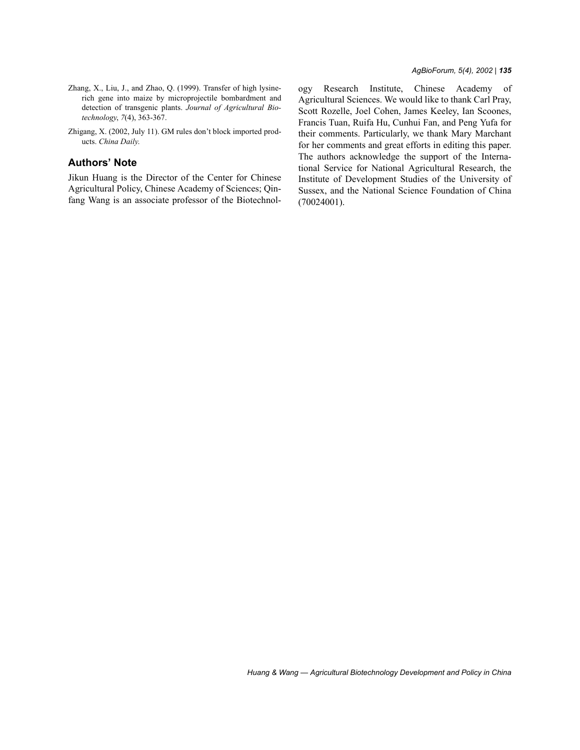Zhang, X., Liu, J., and Zhao, Q. (1999). Transfer of high lysine-rich gene into maize by microprojectile bombardment and detection of transgenic plants. *Journal of Agricultural Biotechnology*, *7*(4), 363-367.

Zhigang, X. (2002, July 11). GM rules don't block imported products. *China Daily.*

## Authors' Note

Jikun Huang is the Director of the Center for Chinese Agricultural Policy, Chinese Academy of Sciences; Qinfang Wang is an associate professor of the Biotechnology Research Institute, Chinese Academy of Agricultural Sciences. We would like to thank Carl Pray, Scott Rozelle, Joel Cohen, James Keeley, Ian Scoones, Francis Tuan, Ruifa Hu, Cunhui Fan, and Peng Yufa for their comments. Particularly, we thank Mary Marchant for her comments and great efforts in editing this paper. The authors acknowledge the support of the International Service for National Agricultural Research, the Institute of Development Studies of the University of Sussex, and the National Science Foundation of China (70024001).